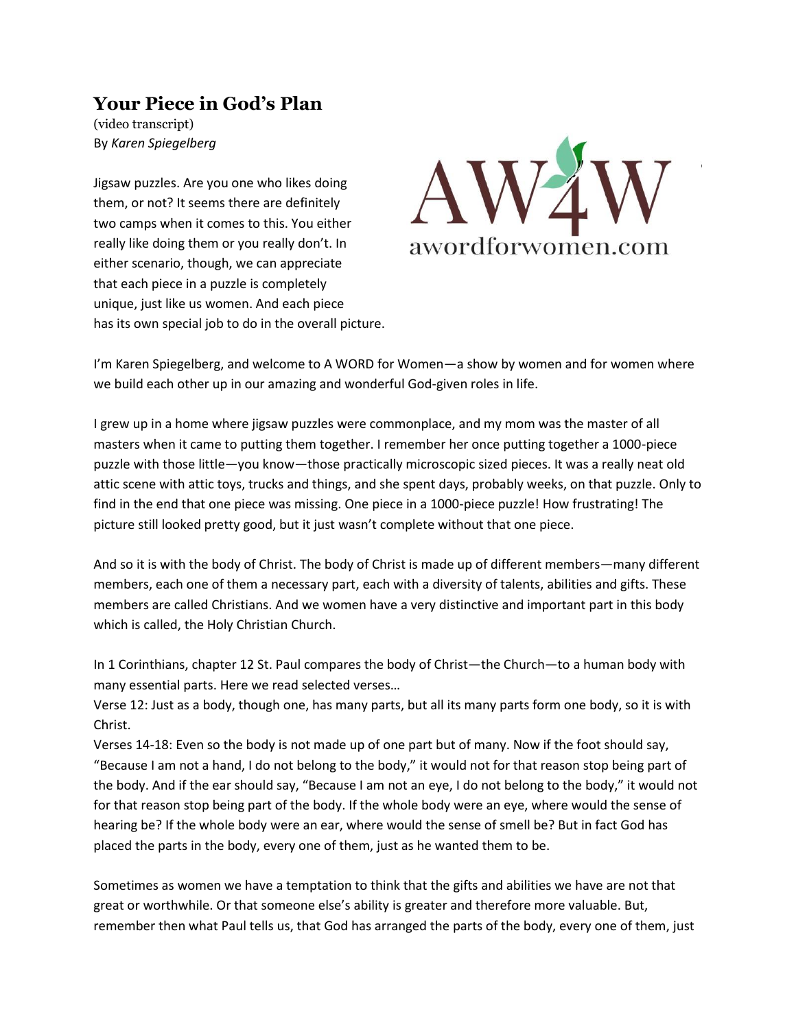# Your Piece in God's Plan

(video transcript)
By *Karen Spiegelberg*

Jigsaw puzzles. Are you one who likes doing them, or not? It seems there are definitely two camps when it comes to this. You either really like doing them or you really don't. In either scenario, though, we can appreciate that each piece in a puzzle is completely unique, just like us women. And each piece has its own special job to do in the overall picture.

I'm Karen Spiegelberg, and welcome to A WORD for Women—a show by women and for women where we build each other up in our amazing and wonderful God-given roles in life.

I grew up in a home where jigsaw puzzles were commonplace, and my mom was the master of all masters when it came to putting them together. I remember her once putting together a 1000-piece puzzle with those little—you know—those practically microscopic sized pieces. It was a really neat old attic scene with attic toys, trucks and things, and she spent days, probably weeks, on that puzzle. Only to find in the end that one piece was missing. One piece in a 1000-piece puzzle! How frustrating! The picture still looked pretty good, but it just wasn't complete without that one piece.

And so it is with the body of Christ. The body of Christ is made up of different members—many different members, each one of them a necessary part, each with a diversity of talents, abilities and gifts. These members are called Christians. And we women have a very distinctive and important part in this body which is called, the Holy Christian Church.

In 1 Corinthians, chapter 12 St. Paul compares the body of Christ—the Church—to a human body with many essential parts. Here we read selected verses…

Verse 12: Just as a body, though one, has many parts, but all its many parts form one body, so it is with Christ.

Verses 14-18: Even so the body is not made up of one part but of many. Now if the foot should say, "Because I am not a hand, I do not belong to the body," it would not for that reason stop being part of the body. And if the ear should say, "Because I am not an eye, I do not belong to the body," it would not for that reason stop being part of the body. If the whole body were an eye, where would the sense of hearing be? If the whole body were an ear, where would the sense of smell be? But in fact God has placed the parts in the body, every one of them, just as he wanted them to be.

Sometimes as women we have a temptation to think that the gifts and abilities we have are not that great or worthwhile. Or that someone else's ability is greater and therefore more valuable. But, remember then what Paul tells us, that God has arranged the parts of the body, every one of them, just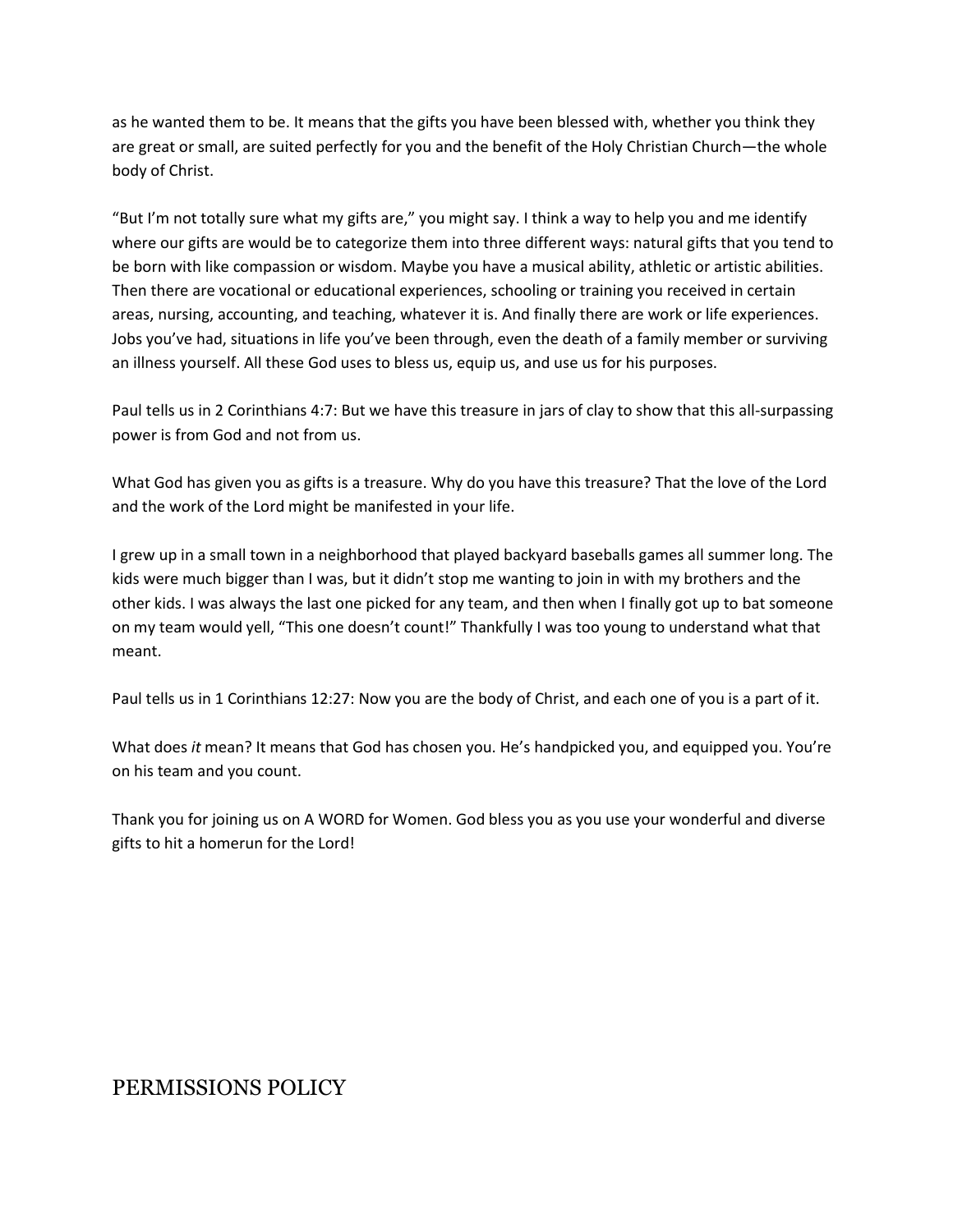as he wanted them to be. It means that the gifts you have been blessed with, whether you think they are great or small, are suited perfectly for you and the benefit of the Holy Christian Church—the whole body of Christ.

"But I'm not totally sure what my gifts are," you might say. I think a way to help you and me identify where our gifts are would be to categorize them into three different ways: natural gifts that you tend to be born with like compassion or wisdom. Maybe you have a musical ability, athletic or artistic abilities. Then there are vocational or educational experiences, schooling or training you received in certain areas, nursing, accounting, and teaching, whatever it is. And finally there are work or life experiences. Jobs you've had, situations in life you've been through, even the death of a family member or surviving an illness yourself. All these God uses to bless us, equip us, and use us for his purposes.

Paul tells us in 2 Corinthians 4:7: But we have this treasure in jars of clay to show that this all-surpassing power is from God and not from us.

What God has given you as gifts is a treasure. Why do you have this treasure? That the love of the Lord and the work of the Lord might be manifested in your life.

I grew up in a small town in a neighborhood that played backyard baseballs games all summer long. The kids were much bigger than I was, but it didn't stop me wanting to join in with my brothers and the other kids. I was always the last one picked for any team, and then when I finally got up to bat someone on my team would yell, "This one doesn't count!" Thankfully I was too young to understand what that meant.

Paul tells us in 1 Corinthians 12:27: Now you are the body of Christ, and each one of you is a part of it.

What does *it* mean? It means that God has chosen you. He's handpicked you, and equipped you. You're on his team and you count.

Thank you for joining us on A WORD for Women. God bless you as you use your wonderful and diverse gifts to hit a homerun for the Lord!

## PERMISSIONS POLICY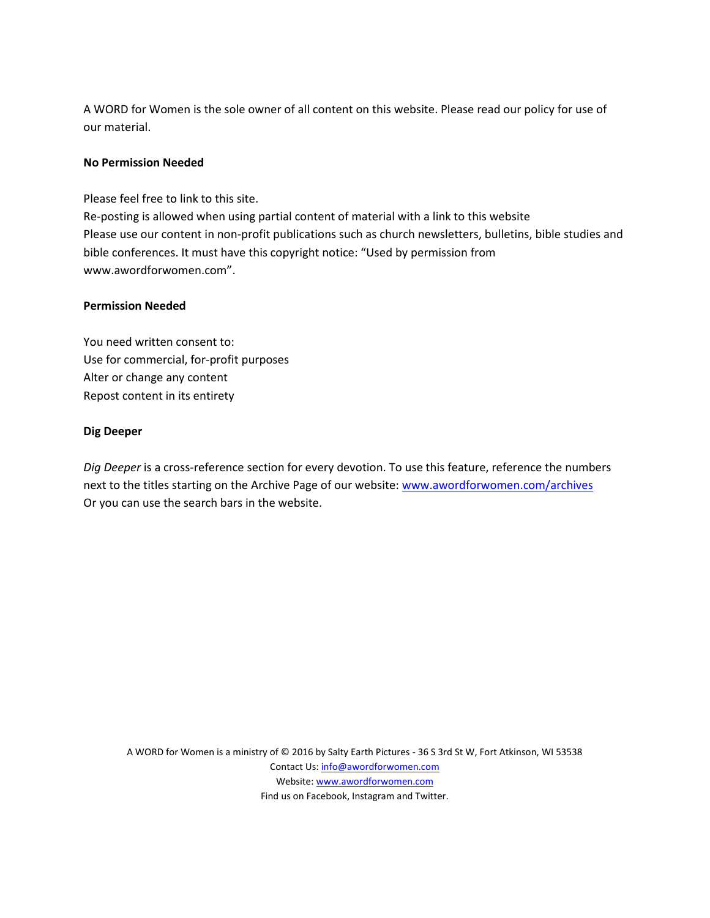A WORD for Women is the sole owner of all content on this website. Please read our policy for use of our material.

**No Permission Needed**

Please feel free to link to this site.
Re-posting is allowed when using partial content of material with a link to this website
Please use our content in non-profit publications such as church newsletters, bulletins, bible studies and bible conferences. It must have this copyright notice: "Used by permission from www.awordforwomen.com".

**Permission Needed**

You need written consent to:
Use for commercial, for-profit purposes
Alter or change any content
Repost content in its entirety

**Dig Deeper**

*Dig Deeper* is a cross-reference section for every devotion. To use this feature, reference the numbers next to the titles starting on the Archive Page of our website: [www.awordforwomen.com/archives](http://www.awordforwomen.com/archives)
Or you can use the search bars in the website.

A WORD for Women is a ministry of © 2016 by Salty Earth Pictures - 36 S 3rd St W, Fort Atkinson, WI 53538
Contact Us: [info@awordforwomen.com](mailto:info@awordforwomen.com)
Website: [www.awordforwomen.com](http://www.awordforwomen.com)
Find us on Facebook, Instagram and Twitter.